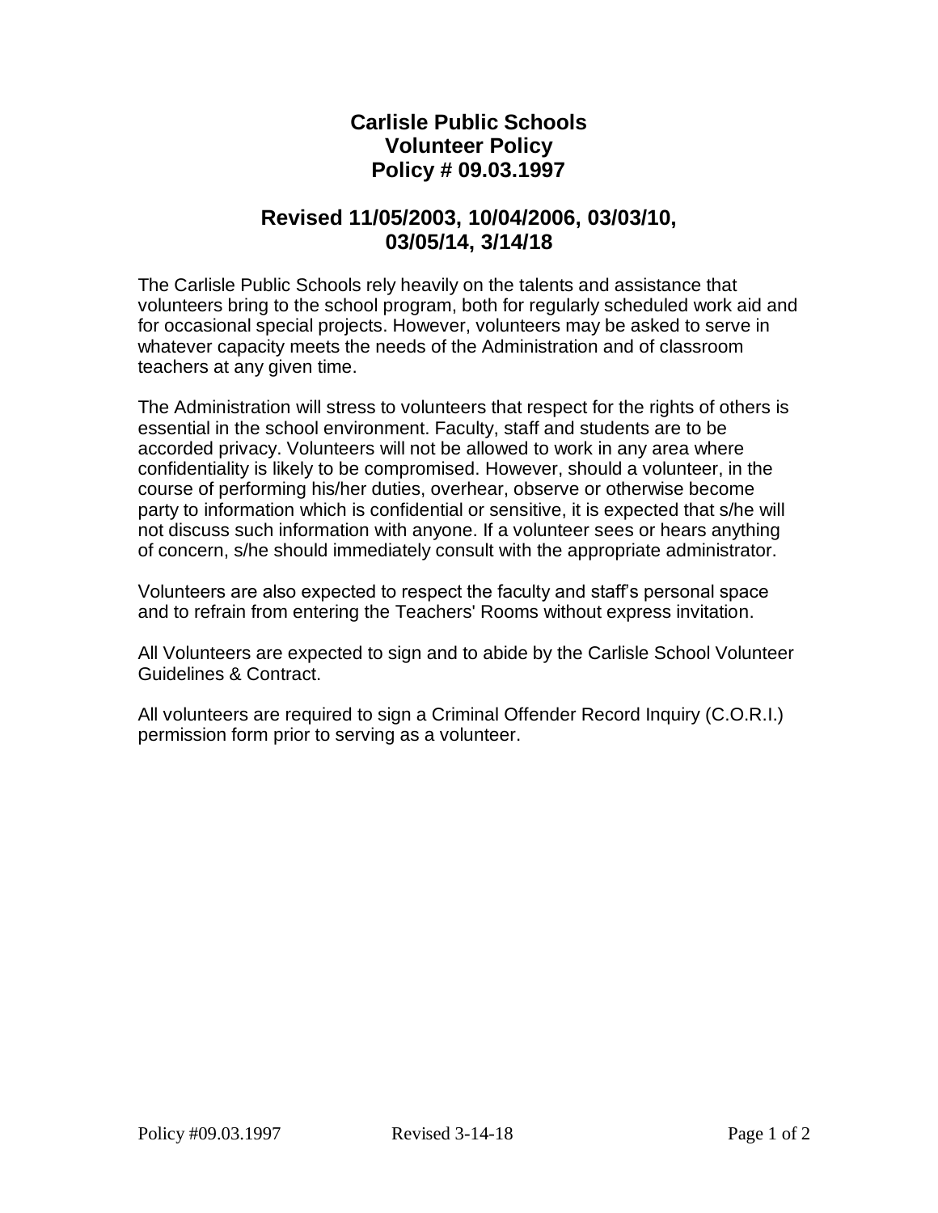# Carlisle Public Schools
# Volunteer Policy
# Policy # 09.03.1997

## Revised 11/05/2003, 10/04/2006, 03/03/10, 03/05/14, 3/14/18

The Carlisle Public Schools rely heavily on the talents and assistance that volunteers bring to the school program, both for regularly scheduled work aid and for occasional special projects. However, volunteers may be asked to serve in whatever capacity meets the needs of the Administration and of classroom teachers at any given time.

The Administration will stress to volunteers that respect for the rights of others is essential in the school environment. Faculty, staff and students are to be accorded privacy. Volunteers will not be allowed to work in any area where confidentiality is likely to be compromised. However, should a volunteer, in the course of performing his/her duties, overhear, observe or otherwise become party to information which is confidential or sensitive, it is expected that s/he will not discuss such information with anyone. If a volunteer sees or hears anything of concern, s/he should immediately consult with the appropriate administrator.

Volunteers are also expected to respect the faculty and staff's personal space and to refrain from entering the Teachers' Rooms without express invitation.

All Volunteers are expected to sign and to abide by the Carlisle School Volunteer Guidelines & Contract.

All volunteers are required to sign a Criminal Offender Record Inquiry (C.O.R.I.) permission form prior to serving as a volunteer.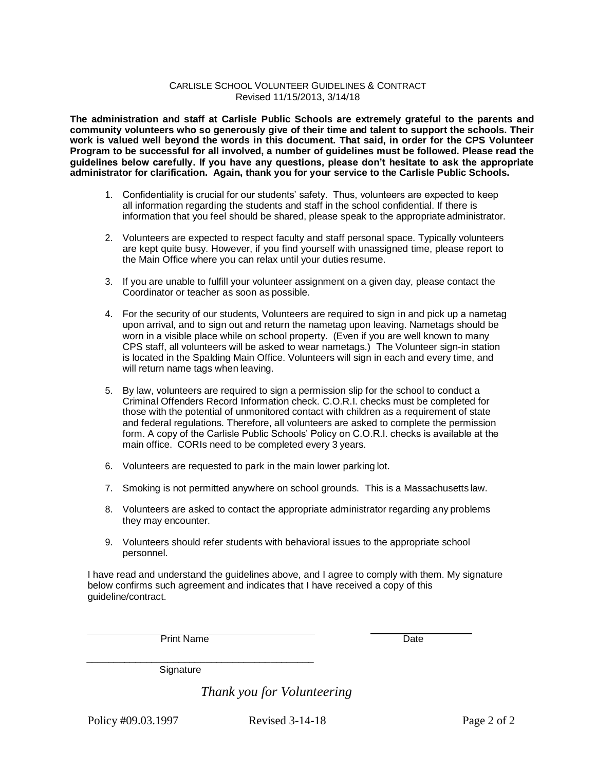CARLISLE SCHOOL VOLUNTEER GUIDELINES & CONTRACT
Revised 11/15/2013, 3/14/18

**The administration and staff at Carlisle Public Schools are extremely grateful to the parents and community volunteers who so generously give of their time and talent to support the schools. Their work is valued well beyond the words in this document. That said, in order for the CPS Volunteer Program to be successful for all involved, a number of guidelines must be followed. Please read the guidelines below carefully. If you have any questions, please don't hesitate to ask the appropriate administrator for clarification. Again, thank you for your service to the Carlisle Public Schools.**

1. Confidentiality is crucial for our students' safety. Thus, volunteers are expected to keep all information regarding the students and staff in the school confidential. If there is information that you feel should be shared, please speak to the appropriate administrator.
2. Volunteers are expected to respect faculty and staff personal space. Typically volunteers are kept quite busy. However, if you find yourself with unassigned time, please report to the Main Office where you can relax until your duties resume.
3. If you are unable to fulfill your volunteer assignment on a given day, please contact the Coordinator or teacher as soon as possible.
4. For the security of our students, Volunteers are required to sign in and pick up a nametag upon arrival, and to sign out and return the nametag upon leaving. Nametags should be worn in a visible place while on school property. (Even if you are well known to many CPS staff, all volunteers will be asked to wear nametags.) The Volunteer sign-in station is located in the Spalding Main Office. Volunteers will sign in each and every time, and will return name tags when leaving.
5. By law, volunteers are required to sign a permission slip for the school to conduct a Criminal Offenders Record Information check. C.O.R.I. checks must be completed for those with the potential of unmonitored contact with children as a requirement of state and federal regulations. Therefore, all volunteers are asked to complete the permission form. A copy of the Carlisle Public Schools' Policy on C.O.R.I. checks is available at the main office. CORIs need to be completed every 3 years.
6. Volunteers are requested to park in the main lower parking lot.
7. Smoking is not permitted anywhere on school grounds. This is a Massachusetts law.
8. Volunteers are asked to contact the appropriate administrator regarding any problems they may encounter.
9. Volunteers should refer students with behavioral issues to the appropriate school personnel.

I have read and understand the guidelines above, and I agree to comply with them. My signature below confirms such agreement and indicates that I have received a copy of this guideline/contract.

\_\_\_\_\_\_\_\_\_\_\_\_\_\_\_\_\_\_\_\_\_\_\_\_\_\_\_\_\_\_\_\_\_\_\_\_\_\_\_\_ \_\_\_\_\_\_\_\_\_\_\_\_\_\_\_\_\_\_
Print Name Date

\_\_\_\_\_\_\_\_\_\_\_\_\_\_\_\_\_\_\_\_\_\_\_\_\_\_\_\_\_\_\_\_\_\_\_\_\_\_\_\_
Signature

*Thank you for Volunteering*

Policy #09.03.1997 Revised 3-14-18